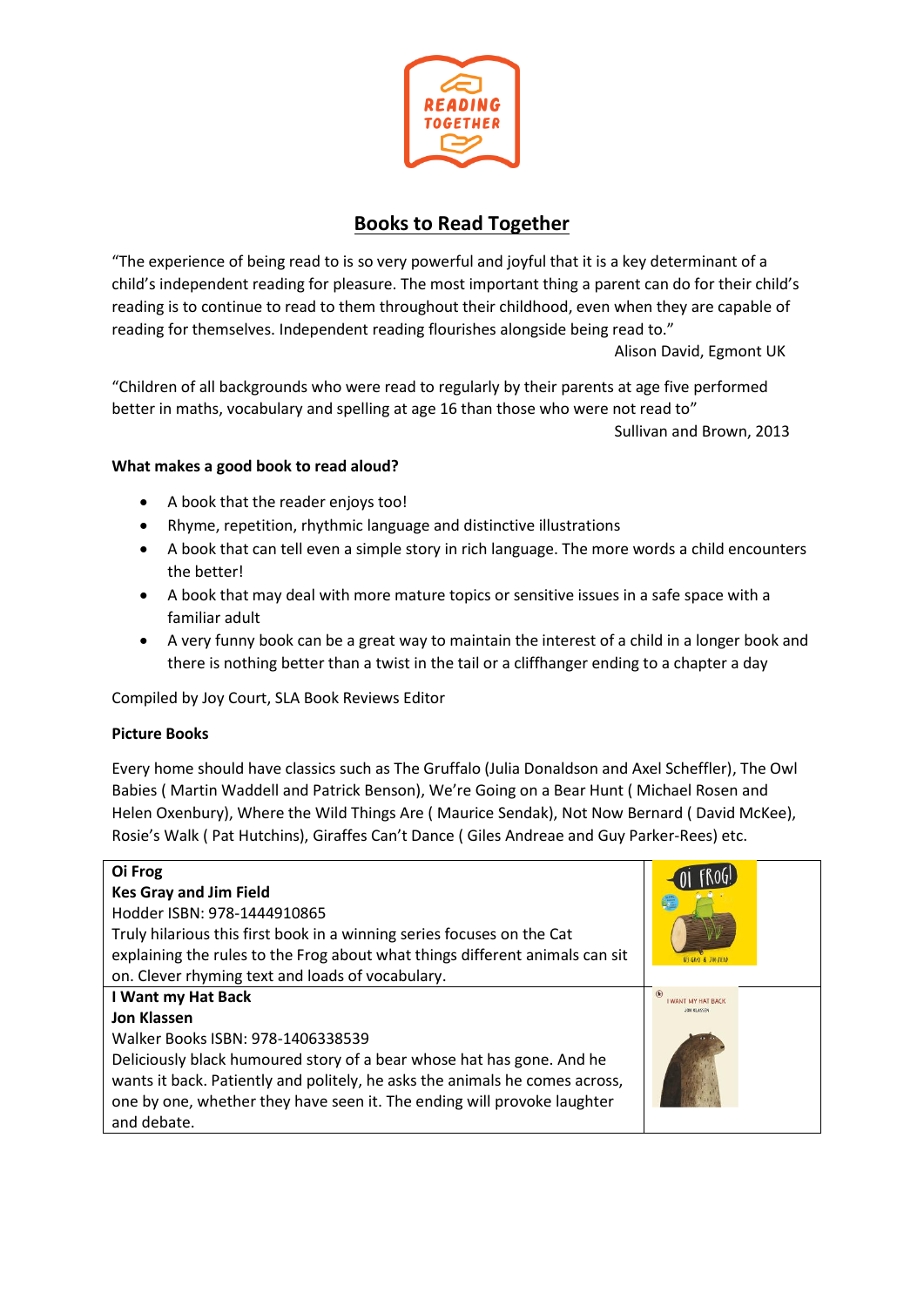# Books to Read Together

"The experience of being read to is so very powerful and joyful that it is a key determinant of a child's independent reading for pleasure. The most important thing a parent can do for their child's reading is to continue to read to them throughout their childhood, even when they are capable of reading for themselves. Independent reading flourishes alongside being read to."

Alison David, Egmont UK

"Children of all backgrounds who were read to regularly by their parents at age five performed better in maths, vocabulary and spelling at age 16 than those who were not read to"

Sullivan and Brown, 2013

**What makes a good book to read aloud?**

- A book that the reader enjoys too!
- Rhyme, repetition, rhythmic language and distinctive illustrations
- A book that can tell even a simple story in rich language. The more words a child encounters the better!
- A book that may deal with more mature topics or sensitive issues in a safe space with a familiar adult
- A very funny book can be a great way to maintain the interest of a child in a longer book and there is nothing better than a twist in the tail or a cliffhanger ending to a chapter a day

Compiled by Joy Court, SLA Book Reviews Editor

**Picture Books**

Every home should have classics such as The Gruffalo (Julia Donaldson and Axel Scheffler), The Owl Babies ( Martin Waddell and Patrick Benson), We're Going on a Bear Hunt ( Michael Rosen and Helen Oxenbury), Where the Wild Things Are ( Maurice Sendak), Not Now Bernard ( David McKee), Rosie's Walk ( Pat Hutchins), Giraffes Can't Dance ( Giles Andreae and Guy Parker-Rees) etc.

| | |
|---|---|
| **Oi Frog**<br>**Kes Gray and Jim Field**<br>Hodder ISBN: 978-1444910865<br>Truly hilarious this first book in a winning series focuses on the Cat explaining the rules to the Frog about what things different animals can sit on. Clever rhyming text and loads of vocabulary. | |
| **I Want my Hat Back**<br>**Jon Klassen**<br>Walker Books ISBN: 978-1406338539<br>Deliciously black humoured story of a bear whose hat has gone. And he wants it back. Patiently and politely, he asks the animals he comes across, one by one, whether they have seen it. The ending will provoke laughter and debate. | |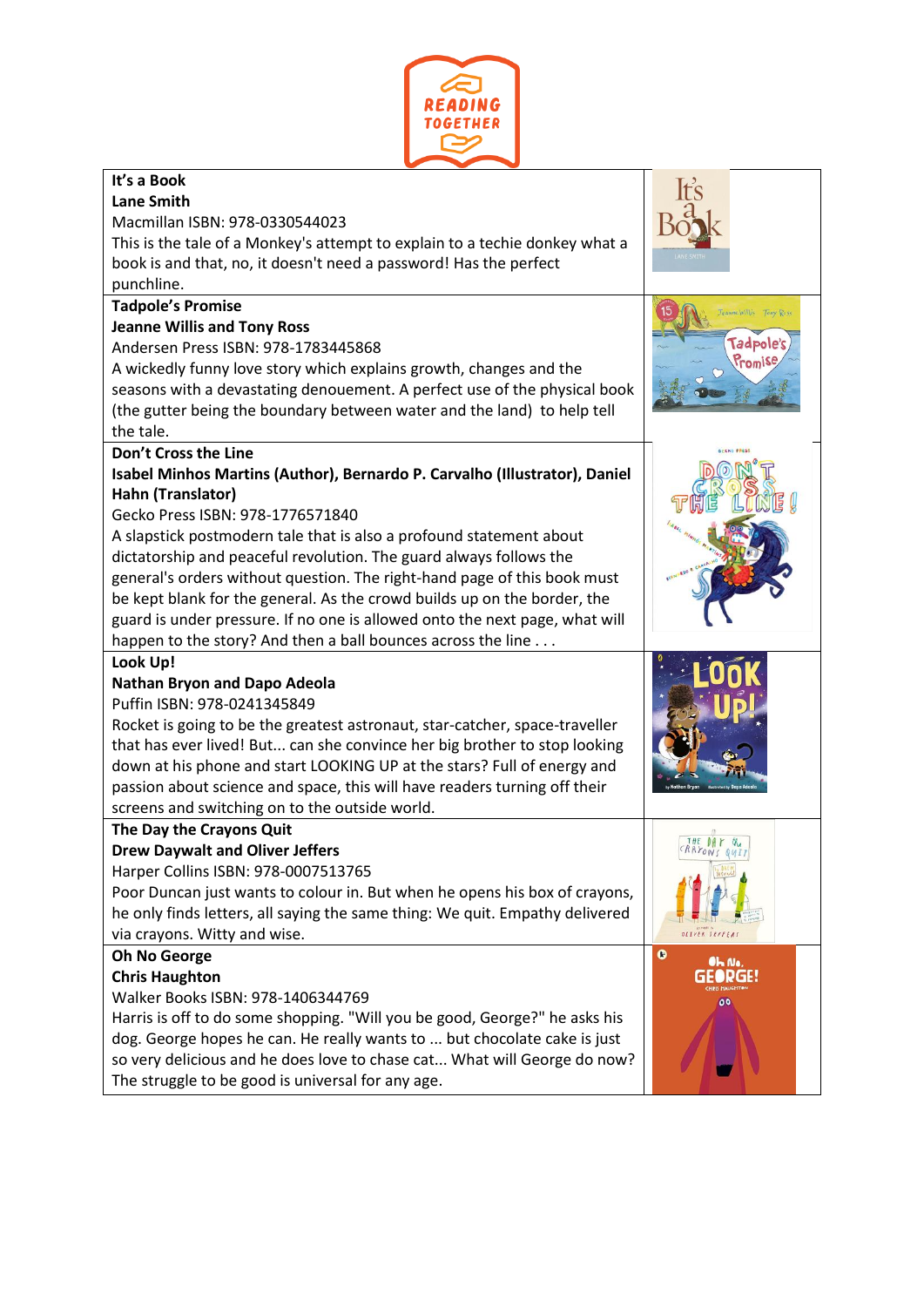| | |
|---|---|
| **It's a Book**<br>**Lane Smith**<br>Macmillan ISBN: 978-0330544023<br>This is the tale of a Monkey's attempt to explain to a techie donkey what a book is and that, no, it doesn't need a password! Has the perfect punchline. | |
| **Tadpole's Promise**<br>**Jeanne Willis and Tony Ross**<br>Andersen Press ISBN: 978-1783445868<br>A wickedly funny love story which explains growth, changes and the seasons with a devastating denouement. A perfect use of the physical book (the gutter being the boundary between water and the land) to help tell the tale. | |
| **Don't Cross the Line**<br>**Isabel Minhos Martins (Author), Bernardo P. Carvalho (Illustrator), Daniel Hahn (Translator)**<br>Gecko Press ISBN: 978-1776571840<br>A slapstick postmodern tale that is also a profound statement about dictatorship and peaceful revolution. The guard always follows the general's orders without question. The right-hand page of this book must be kept blank for the general. As the crowd builds up on the border, the guard is under pressure. If no one is allowed onto the next page, what will happen to the story? And then a ball bounces across the line . . . | |
| **Look Up!**<br>**Nathan Bryon and Dapo Adeola**<br>Puffin ISBN: 978-0241345849<br>Rocket is going to be the greatest astronaut, star-catcher, space-traveller that has ever lived! But... can she convince her big brother to stop looking down at his phone and start LOOKING UP at the stars? Full of energy and passion about science and space, this will have readers turning off their screens and switching on to the outside world. | |
| **The Day the Crayons Quit**<br>**Drew Daywalt and Oliver Jeffers**<br>Harper Collins ISBN: 978-0007513765<br>Poor Duncan just wants to colour in. But when he opens his box of crayons, he only finds letters, all saying the same thing: We quit. Empathy delivered via crayons. Witty and wise. | |
| **Oh No George**<br>**Chris Haughton**<br>Walker Books ISBN: 978-1406344769<br>Harris is off to do some shopping. "Will you be good, George?" he asks his dog. George hopes he can. He really wants to ... but chocolate cake is just so very delicious and he does love to chase cat... What will George do now? The struggle to be good is universal for any age. | |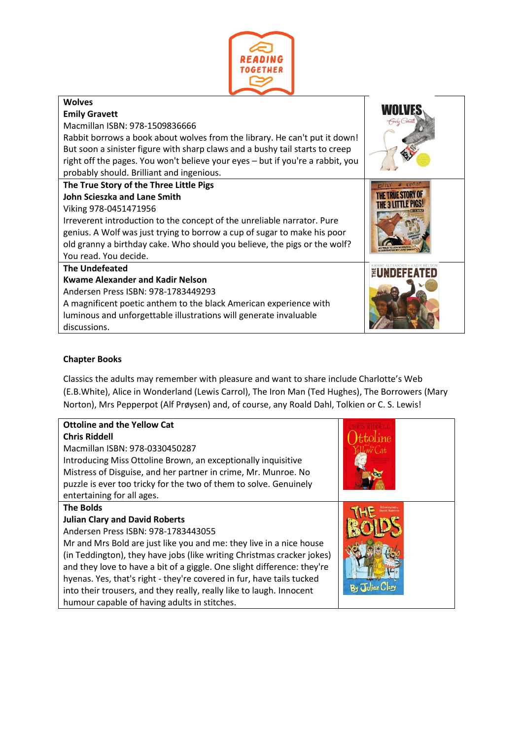**Wolves**
**Emily Gravett**
Macmillan ISBN: 978-1509836666
Rabbit borrows a book about wolves from the library. He can't put it down! But soon a sinister figure with sharp claws and a bushy tail starts to creep right off the pages. You won't believe your eyes – but if you're a rabbit, you probably should. Brilliant and ingenious.

**The True Story of the Three Little Pigs**
**John Scieszka and Lane Smith**
Viking 978-0451471956
Irreverent introduction to the concept of the unreliable narrator. Pure genius. A Wolf was just trying to borrow a cup of sugar to make his poor old granny a birthday cake. Who should you believe, the pigs or the wolf? You read. You decide.

**The Undefeated**
**Kwame Alexander and Kadir Nelson**
Andersen Press ISBN: 978-1783449293
A magnificent poetic anthem to the black American experience with luminous and unforgettable illustrations will generate invaluable discussions.

## Chapter Books

Classics the adults may remember with pleasure and want to share include Charlotte's Web (E.B.White), Alice in Wonderland (Lewis Carrol), The Iron Man (Ted Hughes), The Borrowers (Mary Norton), Mrs Pepperpot (Alf Prøysen) and, of course, any Roald Dahl, Tolkien or C. S. Lewis!

**Ottoline and the Yellow Cat**
**Chris Riddell**
Macmillan ISBN: 978-0330450287
Introducing Miss Ottoline Brown, an exceptionally inquisitive Mistress of Disguise, and her partner in crime, Mr. Munroe. No puzzle is ever too tricky for the two of them to solve. Genuinely entertaining for all ages.

**The Bolds**
**Julian Clary and David Roberts**
Andersen Press ISBN: 978-1783443055
Mr and Mrs Bold are just like you and me: they live in a nice house (in Teddington), they have jobs (like writing Christmas cracker jokes) and they love to have a bit of a giggle. One slight difference: they're hyenas. Yes, that's right - they're covered in fur, have tails tucked into their trousers, and they really, really like to laugh. Innocent humour capable of having adults in stitches.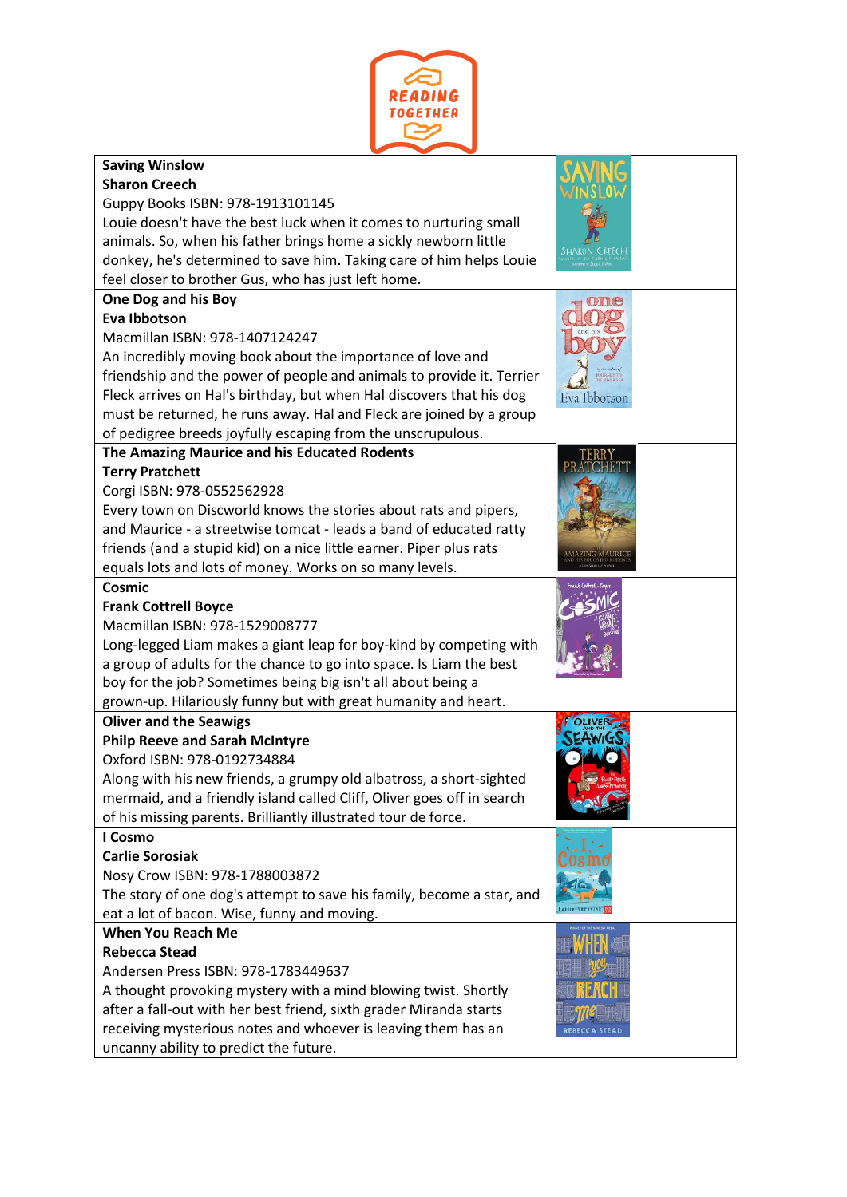READING TOGETHER

| | |
|---|---|
| **Saving Winslow**<br>**Sharon Creech**<br>Guppy Books ISBN: 978-1913101145<br>Louie doesn't have the best luck when it comes to nurturing small animals. So, when his father brings home a sickly newborn little donkey, he's determined to save him. Taking care of him helps Louie feel closer to brother Gus, who has just left home. | |
| **One Dog and his Boy**<br>**Eva Ibbotson**<br>Macmillan ISBN: 978-1407124247<br>An incredibly moving book about the importance of love and friendship and the power of people and animals to provide it. Terrier Fleck arrives on Hal's birthday, but when Hal discovers that his dog must be returned, he runs away. Hal and Fleck are joined by a group of pedigree breeds joyfully escaping from the unscrupulous. | |
| **The Amazing Maurice and his Educated Rodents**<br>**Terry Pratchett**<br>Corgi ISBN: 978-0552562928<br>Every town on Discworld knows the stories about rats and pipers, and Maurice - a streetwise tomcat - leads a band of educated ratty friends (and a stupid kid) on a nice little earner. Piper plus rats equals lots and lots of money. Works on so many levels. | |
| **Cosmic**<br>**Frank Cottrell Boyce**<br>Macmillan ISBN: 978-1529008777<br>Long-legged Liam makes a giant leap for boy-kind by competing with a group of adults for the chance to go into space. Is Liam the best boy for the job? Sometimes being big isn't all about being a grown-up. Hilariously funny but with great humanity and heart. | |
| **Oliver and the Seawigs**<br>**Philp Reeve and Sarah McIntyre**<br>Oxford ISBN: 978-0192734884<br>Along with his new friends, a grumpy old albatross, a short-sighted mermaid, and a friendly island called Cliff, Oliver goes off in search of his missing parents. Brilliantly illustrated tour de force. | |
| **I Cosmo**<br>**Carlie Sorosiak**<br>Nosy Crow ISBN: 978-1788003872<br>The story of one dog's attempt to save his family, become a star, and eat a lot of bacon. Wise, funny and moving. | |
| **When You Reach Me**<br>**Rebecca Stead**<br>Andersen Press ISBN: 978-1783449637<br>A thought provoking mystery with a mind blowing twist. Shortly after a fall-out with her best friend, sixth grader Miranda starts receiving mysterious notes and whoever is leaving them has an uncanny ability to predict the future. | |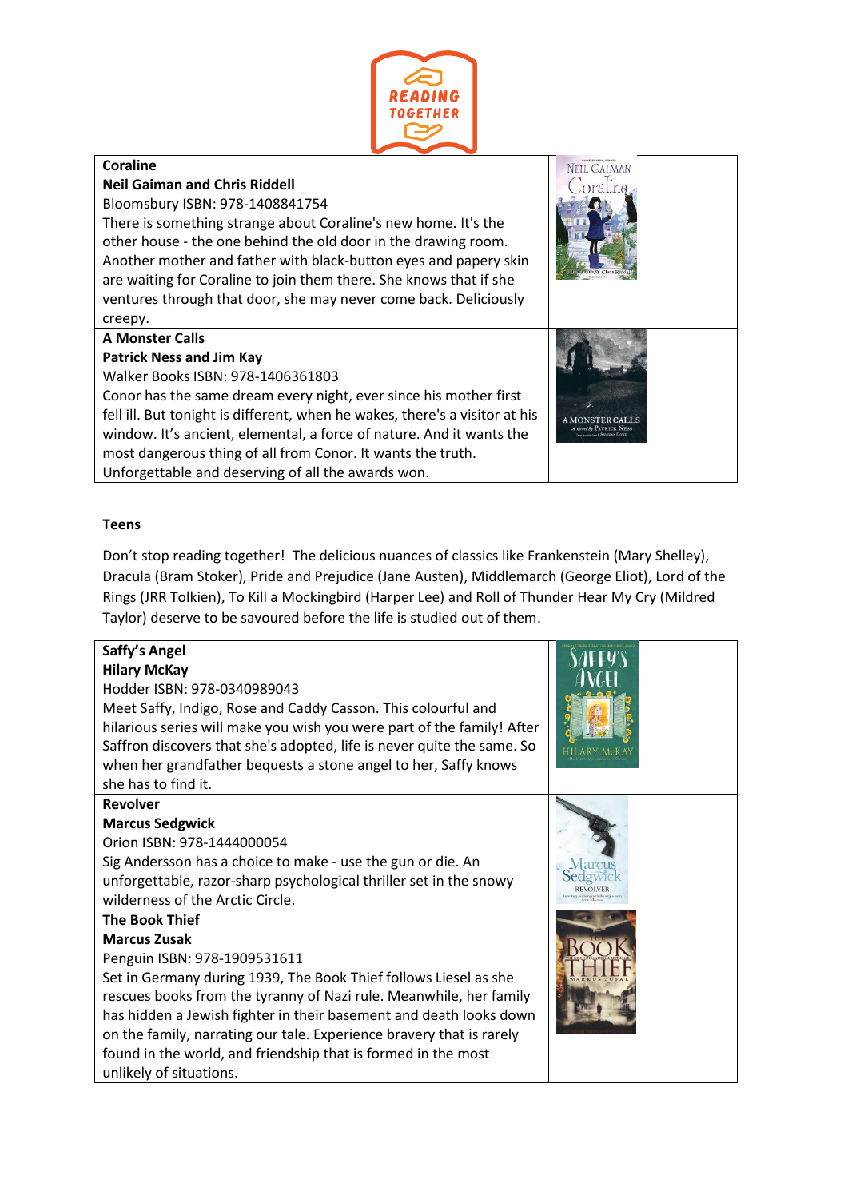**Coraline**
**Neil Gaiman and Chris Riddell**
Bloomsbury ISBN: 978-1408841754
There is something strange about Coraline's new home. It's the other house - the one behind the old door in the drawing room. Another mother and father with black-button eyes and papery skin are waiting for Coraline to join them there. She knows that if she ventures through that door, she may never come back. Deliciously creepy.

**A Monster Calls**
**Patrick Ness and Jim Kay**
Walker Books ISBN: 978-1406361803
Conor has the same dream every night, ever since his mother first fell ill. But tonight is different, when he wakes, there's a visitor at his window. It's ancient, elemental, a force of nature. And it wants the most dangerous thing of all from Conor. It wants the truth. Unforgettable and deserving of all the awards won.

## Teens

Don't stop reading together! The delicious nuances of classics like Frankenstein (Mary Shelley), Dracula (Bram Stoker), Pride and Prejudice (Jane Austen), Middlemarch (George Eliot), Lord of the Rings (JRR Tolkien), To Kill a Mockingbird (Harper Lee) and Roll of Thunder Hear My Cry (Mildred Taylor) deserve to be savoured before the life is studied out of them.

**Saffy's Angel**
**Hilary McKay**
Hodder ISBN: 978-0340989043
Meet Saffy, Indigo, Rose and Caddy Casson. This colourful and hilarious series will make you wish you were part of the family! After Saffron discovers that she's adopted, life is never quite the same. So when her grandfather bequests a stone angel to her, Saffy knows she has to find it.

**Revolver**
**Marcus Sedgwick**
Orion ISBN: 978-1444000054
Sig Andersson has a choice to make - use the gun or die. An unforgettable, razor-sharp psychological thriller set in the snowy wilderness of the Arctic Circle.

**The Book Thief**
**Marcus Zusak**
Penguin ISBN: 978-1909531611
Set in Germany during 1939, The Book Thief follows Liesel as she rescues books from the tyranny of Nazi rule. Meanwhile, her family has hidden a Jewish fighter in their basement and death looks down on the family, narrating our tale. Experience bravery that is rarely found in the world, and friendship that is formed in the most unlikely of situations.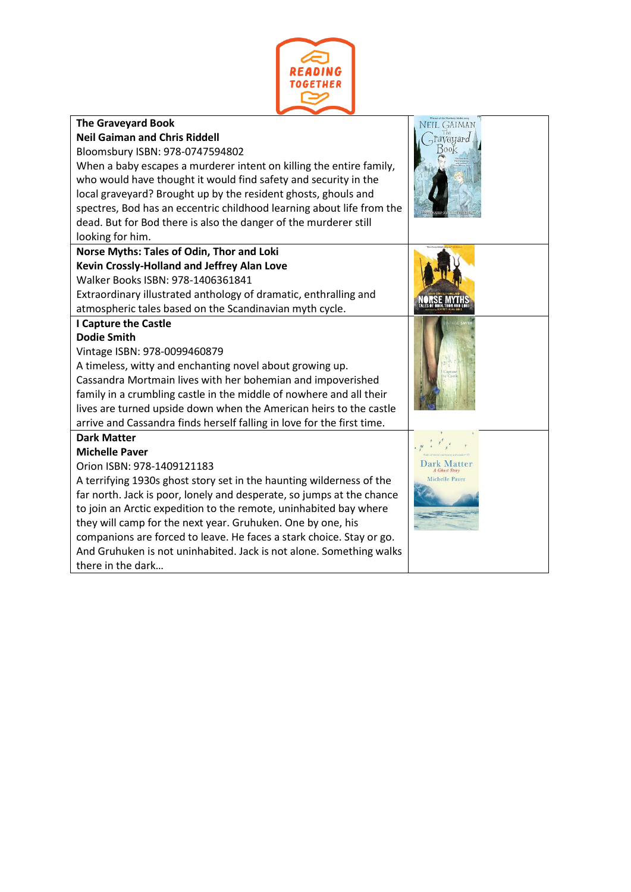| | |
|---|---|
| **The Graveyard Book**<br>**Neil Gaiman and Chris Riddell**<br>Bloomsbury ISBN: 978-0747594802<br>When a baby escapes a murderer intent on killing the entire family, who would have thought it would find safety and security in the local graveyard? Brought up by the resident ghosts, ghouls and spectres, Bod has an eccentric childhood learning about life from the dead. But for Bod there is also the danger of the murderer still looking for him. | |
| **Norse Myths: Tales of Odin, Thor and Loki**<br>**Kevin Crossly-Holland and Jeffrey Alan Love**<br>Walker Books ISBN: 978-1406361841<br>Extraordinary illustrated anthology of dramatic, enthralling and atmospheric tales based on the Scandinavian myth cycle. | |
| **I Capture the Castle**<br>**Dodie Smith**<br>Vintage ISBN: 978-0099460879<br>A timeless, witty and enchanting novel about growing up. Cassandra Mortmain lives with her bohemian and impoverished family in a crumbling castle in the middle of nowhere and all their lives are turned upside down when the American heirs to the castle arrive and Cassandra finds herself falling in love for the first time. | |
| **Dark Matter**<br>**Michelle Paver**<br>Orion ISBN: 978-1409121183<br>A terrifying 1930s ghost story set in the haunting wilderness of the far north. Jack is poor, lonely and desperate, so jumps at the chance to join an Arctic expedition to the remote, uninhabited bay where they will camp for the next year. Gruhuken. One by one, his companions are forced to leave. He faces a stark choice. Stay or go. And Gruhuken is not uninhabited. Jack is not alone. Something walks there in the dark… | |